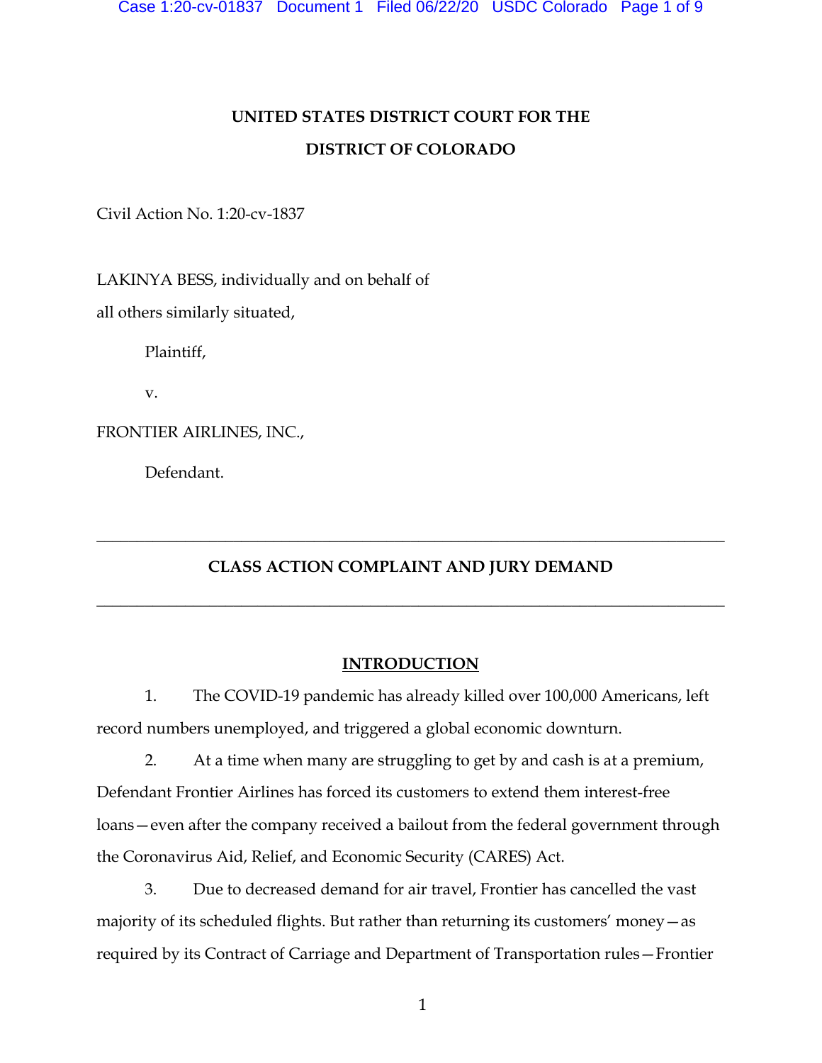**UNITED STATES DISTRICT COURT FOR THE**

**DISTRICT OF COLORADO**

Civil Action No. 1:20-cv-1837

LAKINYA BESS, individually and on behalf of all others similarly situated,

Plaintiff,

v.

FRONTIER AIRLINES, INC.,

Defendant.

---

## CLASS ACTION COMPLAINT AND JURY DEMAND

---

## INTRODUCTION

1. The COVID-19 pandemic has already killed over 100,000 Americans, left record numbers unemployed, and triggered a global economic downturn.

2. At a time when many are struggling to get by and cash is at a premium, Defendant Frontier Airlines has forced its customers to extend them interest-free loans—even after the company received a bailout from the federal government through the Coronavirus Aid, Relief, and Economic Security (CARES) Act.

3. Due to decreased demand for air travel, Frontier has cancelled the vast majority of its scheduled flights. But rather than returning its customers' money—as required by its Contract of Carriage and Department of Transportation rules—Frontier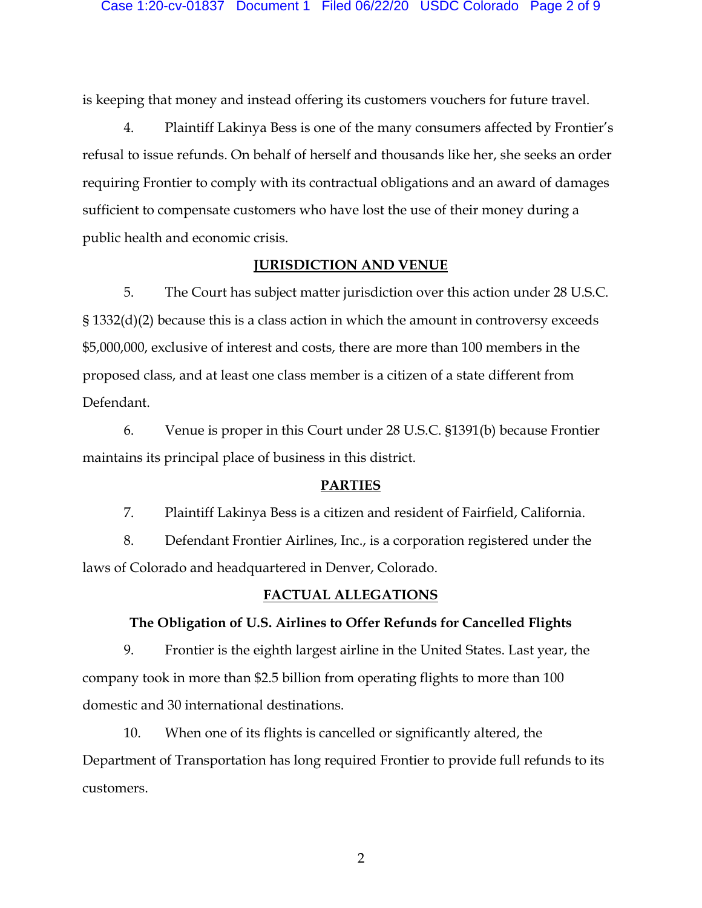is keeping that money and instead offering its customers vouchers for future travel.

4. Plaintiff Lakinya Bess is one of the many consumers affected by Frontier's refusal to issue refunds. On behalf of herself and thousands like her, she seeks an order requiring Frontier to comply with its contractual obligations and an award of damages sufficient to compensate customers who have lost the use of their money during a public health and economic crisis.

## JURISDICTION AND VENUE

5. The Court has subject matter jurisdiction over this action under 28 U.S.C. § 1332(d)(2) because this is a class action in which the amount in controversy exceeds $5,000,000, exclusive of interest and costs, there are more than 100 members in the proposed class, and at least one class member is a citizen of a state different from Defendant.

6. Venue is proper in this Court under 28 U.S.C. §1391(b) because Frontier maintains its principal place of business in this district.

## PARTIES

7. Plaintiff Lakinya Bess is a citizen and resident of Fairfield, California.

8. Defendant Frontier Airlines, Inc., is a corporation registered under the laws of Colorado and headquartered in Denver, Colorado.

## FACTUAL ALLEGATIONS

### The Obligation of U.S. Airlines to Offer Refunds for Cancelled Flights

9. Frontier is the eighth largest airline in the United States. Last year, the company took in more than $2.5 billion from operating flights to more than 100 domestic and 30 international destinations.

10. When one of its flights is cancelled or significantly altered, the Department of Transportation has long required Frontier to provide full refunds to its customers.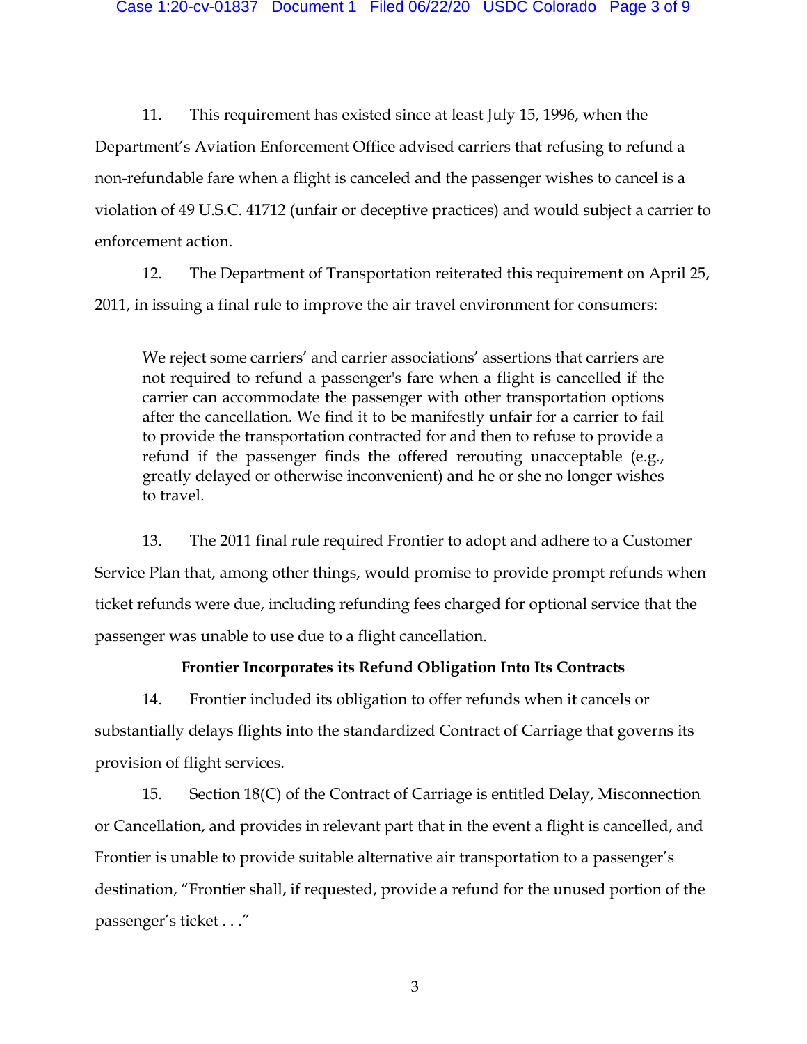11. This requirement has existed since at least July 15, 1996, when the Department's Aviation Enforcement Office advised carriers that refusing to refund a non-refundable fare when a flight is canceled and the passenger wishes to cancel is a violation of 49 U.S.C. 41712 (unfair or deceptive practices) and would subject a carrier to enforcement action.

12. The Department of Transportation reiterated this requirement on April 25, 2011, in issuing a final rule to improve the air travel environment for consumers:

> We reject some carriers' and carrier associations' assertions that carriers are not required to refund a passenger's fare when a flight is cancelled if the carrier can accommodate the passenger with other transportation options after the cancellation. We find it to be manifestly unfair for a carrier to fail to provide the transportation contracted for and then to refuse to provide a refund if the passenger finds the offered rerouting unacceptable (e.g., greatly delayed or otherwise inconvenient) and he or she no longer wishes to travel.

13. The 2011 final rule required Frontier to adopt and adhere to a Customer Service Plan that, among other things, would promise to provide prompt refunds when ticket refunds were due, including refunding fees charged for optional service that the passenger was unable to use due to a flight cancellation.

**Frontier Incorporates its Refund Obligation Into Its Contracts**

14. Frontier included its obligation to offer refunds when it cancels or substantially delays flights into the standardized Contract of Carriage that governs its provision of flight services.

15. Section 18(C) of the Contract of Carriage is entitled Delay, Misconnection or Cancellation, and provides in relevant part that in the event a flight is cancelled, and Frontier is unable to provide suitable alternative air transportation to a passenger's destination, "Frontier shall, if requested, provide a refund for the unused portion of the passenger's ticket . . ."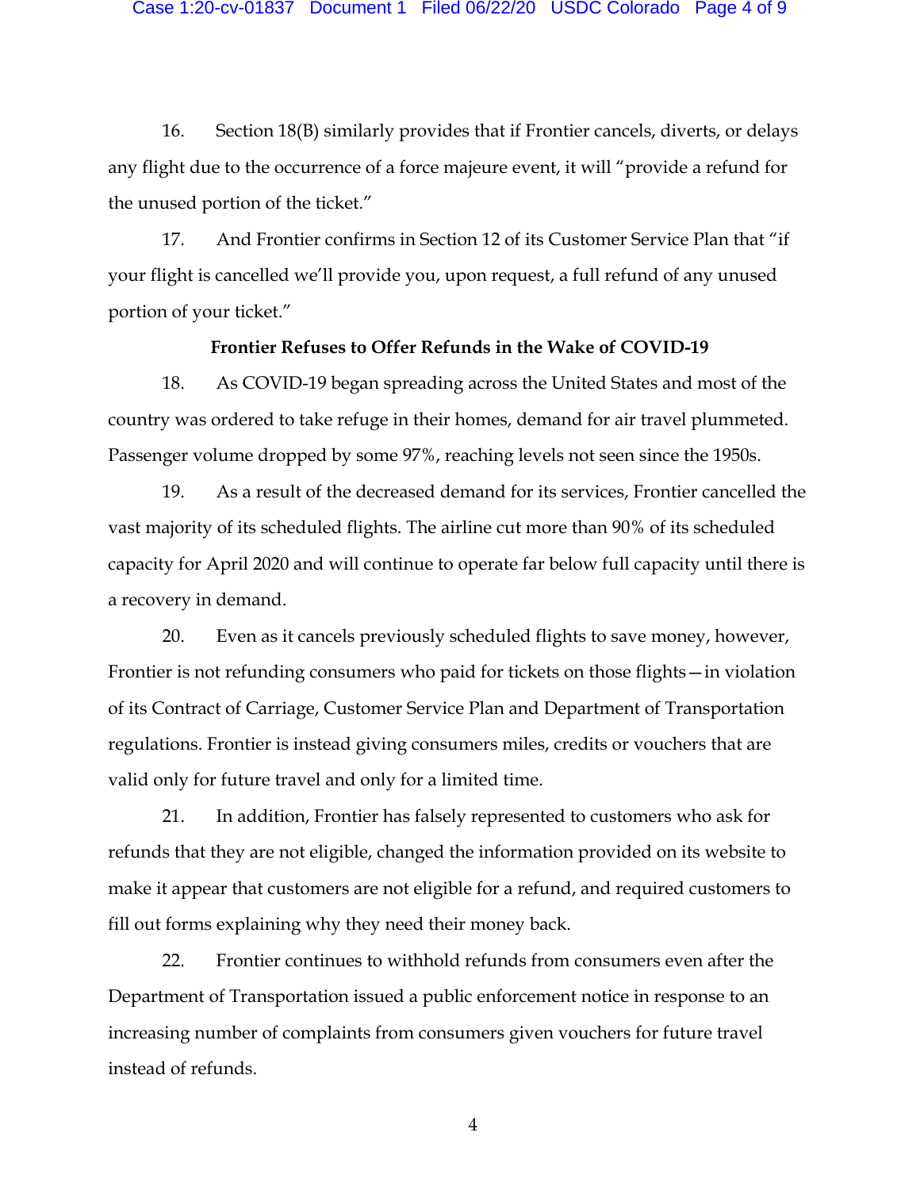16. Section 18(B) similarly provides that if Frontier cancels, diverts, or delays any flight due to the occurrence of a force majeure event, it will "provide a refund for the unused portion of the ticket."

17. And Frontier confirms in Section 12 of its Customer Service Plan that "if your flight is cancelled we'll provide you, upon request, a full refund of any unused portion of your ticket."

**Frontier Refuses to Offer Refunds in the Wake of COVID-19**

18. As COVID-19 began spreading across the United States and most of the country was ordered to take refuge in their homes, demand for air travel plummeted. Passenger volume dropped by some 97%, reaching levels not seen since the 1950s.

19. As a result of the decreased demand for its services, Frontier cancelled the vast majority of its scheduled flights. The airline cut more than 90% of its scheduled capacity for April 2020 and will continue to operate far below full capacity until there is a recovery in demand.

20. Even as it cancels previously scheduled flights to save money, however, Frontier is not refunding consumers who paid for tickets on those flights—in violation of its Contract of Carriage, Customer Service Plan and Department of Transportation regulations. Frontier is instead giving consumers miles, credits or vouchers that are valid only for future travel and only for a limited time.

21. In addition, Frontier has falsely represented to customers who ask for refunds that they are not eligible, changed the information provided on its website to make it appear that customers are not eligible for a refund, and required customers to fill out forms explaining why they need their money back.

22. Frontier continues to withhold refunds from consumers even after the Department of Transportation issued a public enforcement notice in response to an increasing number of complaints from consumers given vouchers for future travel instead of refunds.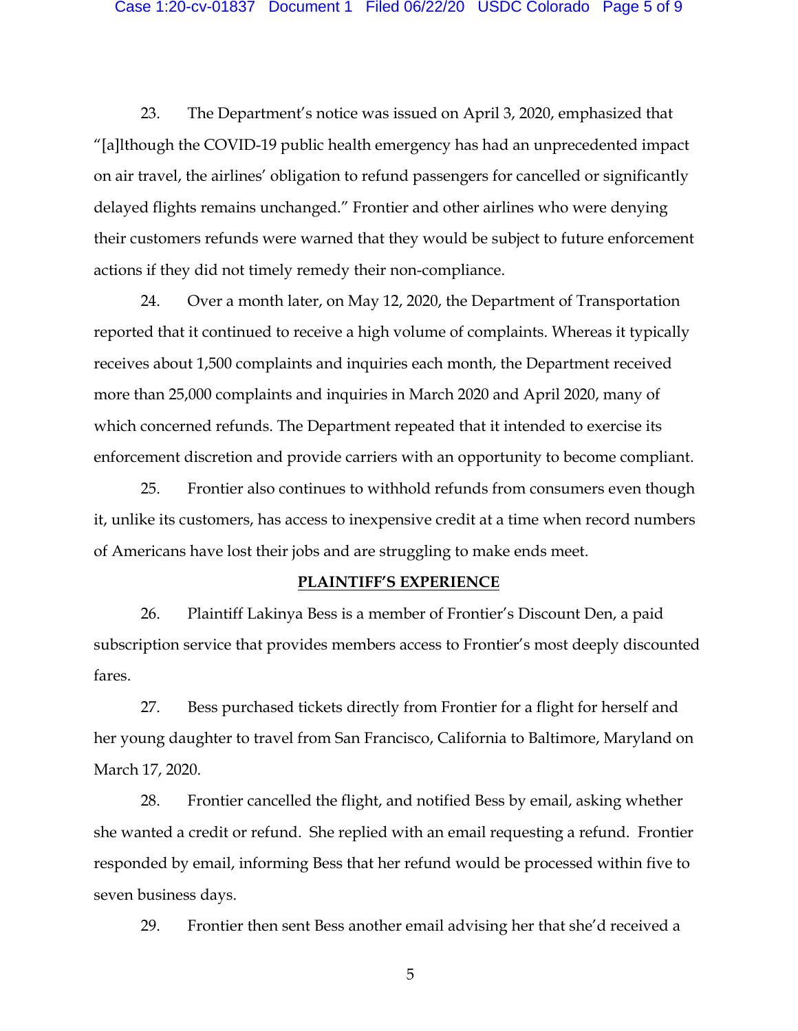23. The Department's notice was issued on April 3, 2020, emphasized that "[a]lthough the COVID-19 public health emergency has had an unprecedented impact on air travel, the airlines' obligation to refund passengers for cancelled or significantly delayed flights remains unchanged." Frontier and other airlines who were denying their customers refunds were warned that they would be subject to future enforcement actions if they did not timely remedy their non-compliance.

24. Over a month later, on May 12, 2020, the Department of Transportation reported that it continued to receive a high volume of complaints. Whereas it typically receives about 1,500 complaints and inquiries each month, the Department received more than 25,000 complaints and inquiries in March 2020 and April 2020, many of which concerned refunds. The Department repeated that it intended to exercise its enforcement discretion and provide carriers with an opportunity to become compliant.

25. Frontier also continues to withhold refunds from consumers even though it, unlike its customers, has access to inexpensive credit at a time when record numbers of Americans have lost their jobs and are struggling to make ends meet.

**PLAINTIFF'S EXPERIENCE**

26. Plaintiff Lakinya Bess is a member of Frontier's Discount Den, a paid subscription service that provides members access to Frontier's most deeply discounted fares.

27. Bess purchased tickets directly from Frontier for a flight for herself and her young daughter to travel from San Francisco, California to Baltimore, Maryland on March 17, 2020.

28. Frontier cancelled the flight, and notified Bess by email, asking whether she wanted a credit or refund. She replied with an email requesting a refund. Frontier responded by email, informing Bess that her refund would be processed within five to seven business days.

29. Frontier then sent Bess another email advising her that she'd received a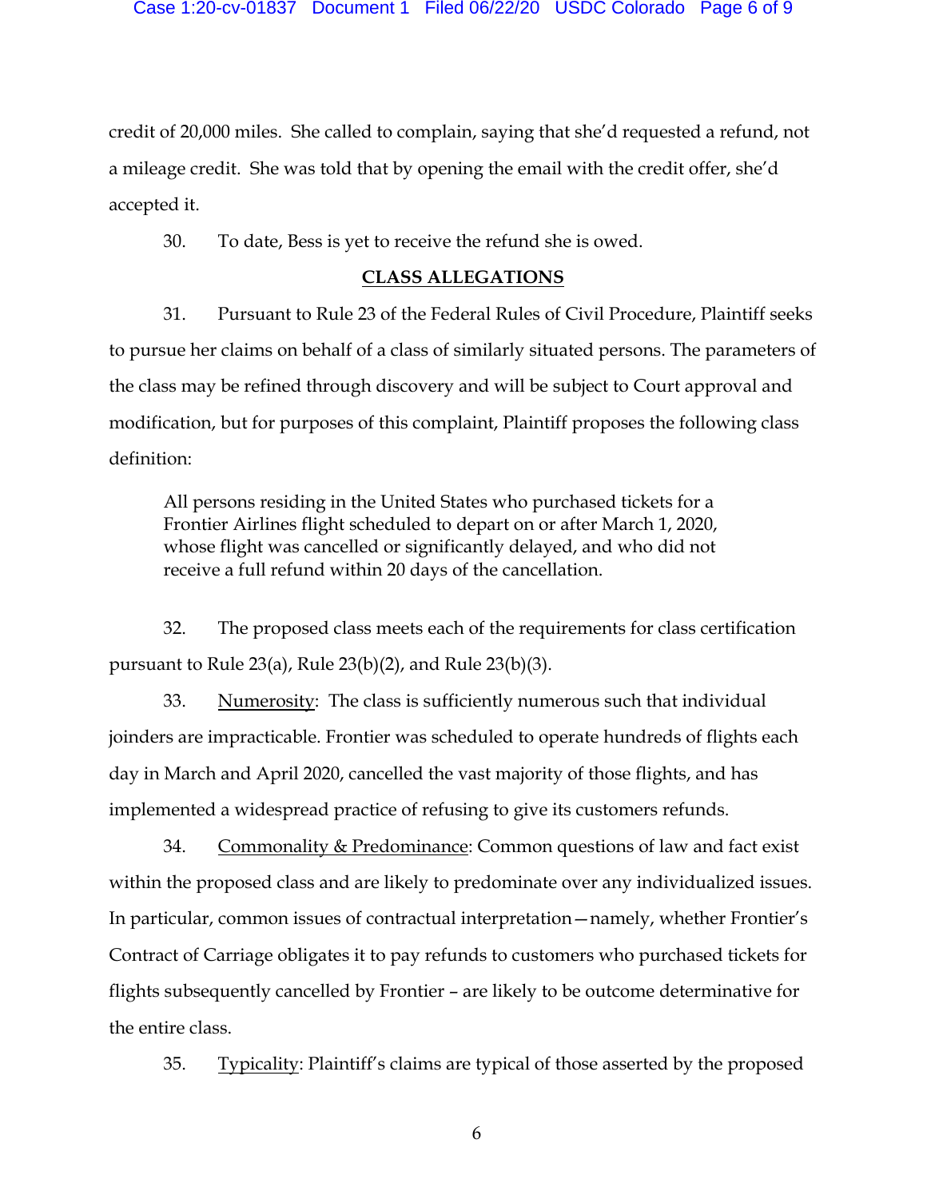credit of 20,000 miles. She called to complain, saying that she'd requested a refund, not a mileage credit. She was told that by opening the email with the credit offer, she'd accepted it.

30. To date, Bess is yet to receive the refund she is owed.

## CLASS ALLEGATIONS

31. Pursuant to Rule 23 of the Federal Rules of Civil Procedure, Plaintiff seeks to pursue her claims on behalf of a class of similarly situated persons. The parameters of the class may be refined through discovery and will be subject to Court approval and modification, but for purposes of this complaint, Plaintiff proposes the following class definition:

> All persons residing in the United States who purchased tickets for a Frontier Airlines flight scheduled to depart on or after March 1, 2020, whose flight was cancelled or significantly delayed, and who did not receive a full refund within 20 days of the cancellation.

32. The proposed class meets each of the requirements for class certification pursuant to Rule 23(a), Rule 23(b)(2), and Rule 23(b)(3).

33. Numerosity: The class is sufficiently numerous such that individual joinders are impracticable. Frontier was scheduled to operate hundreds of flights each day in March and April 2020, cancelled the vast majority of those flights, and has implemented a widespread practice of refusing to give its customers refunds.

34. Commonality & Predominance: Common questions of law and fact exist within the proposed class and are likely to predominate over any individualized issues. In particular, common issues of contractual interpretation—namely, whether Frontier's Contract of Carriage obligates it to pay refunds to customers who purchased tickets for flights subsequently cancelled by Frontier – are likely to be outcome determinative for the entire class.

35. Typicality: Plaintiff's claims are typical of those asserted by the proposed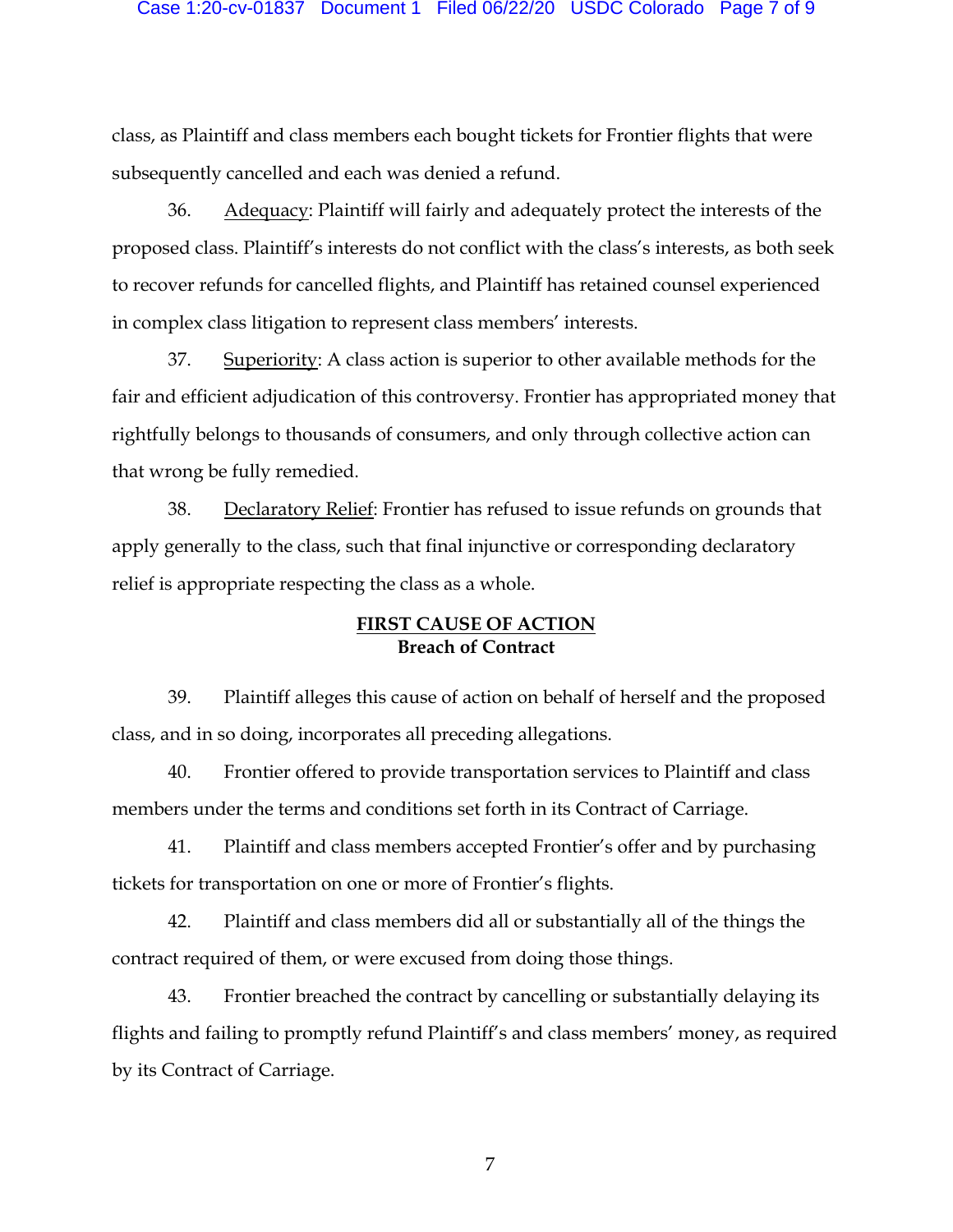class, as Plaintiff and class members each bought tickets for Frontier flights that were subsequently cancelled and each was denied a refund.

36. Adequacy: Plaintiff will fairly and adequately protect the interests of the proposed class. Plaintiff's interests do not conflict with the class's interests, as both seek to recover refunds for cancelled flights, and Plaintiff has retained counsel experienced in complex class litigation to represent class members' interests.

37. Superiority: A class action is superior to other available methods for the fair and efficient adjudication of this controversy. Frontier has appropriated money that rightfully belongs to thousands of consumers, and only through collective action can that wrong be fully remedied.

38. Declaratory Relief: Frontier has refused to issue refunds on grounds that apply generally to the class, such that final injunctive or corresponding declaratory relief is appropriate respecting the class as a whole.

## FIRST CAUSE OF ACTION
**Breach of Contract**

39. Plaintiff alleges this cause of action on behalf of herself and the proposed class, and in so doing, incorporates all preceding allegations.

40. Frontier offered to provide transportation services to Plaintiff and class members under the terms and conditions set forth in its Contract of Carriage.

41. Plaintiff and class members accepted Frontier's offer and by purchasing tickets for transportation on one or more of Frontier's flights.

42. Plaintiff and class members did all or substantially all of the things the contract required of them, or were excused from doing those things.

43. Frontier breached the contract by cancelling or substantially delaying its flights and failing to promptly refund Plaintiff's and class members' money, as required by its Contract of Carriage.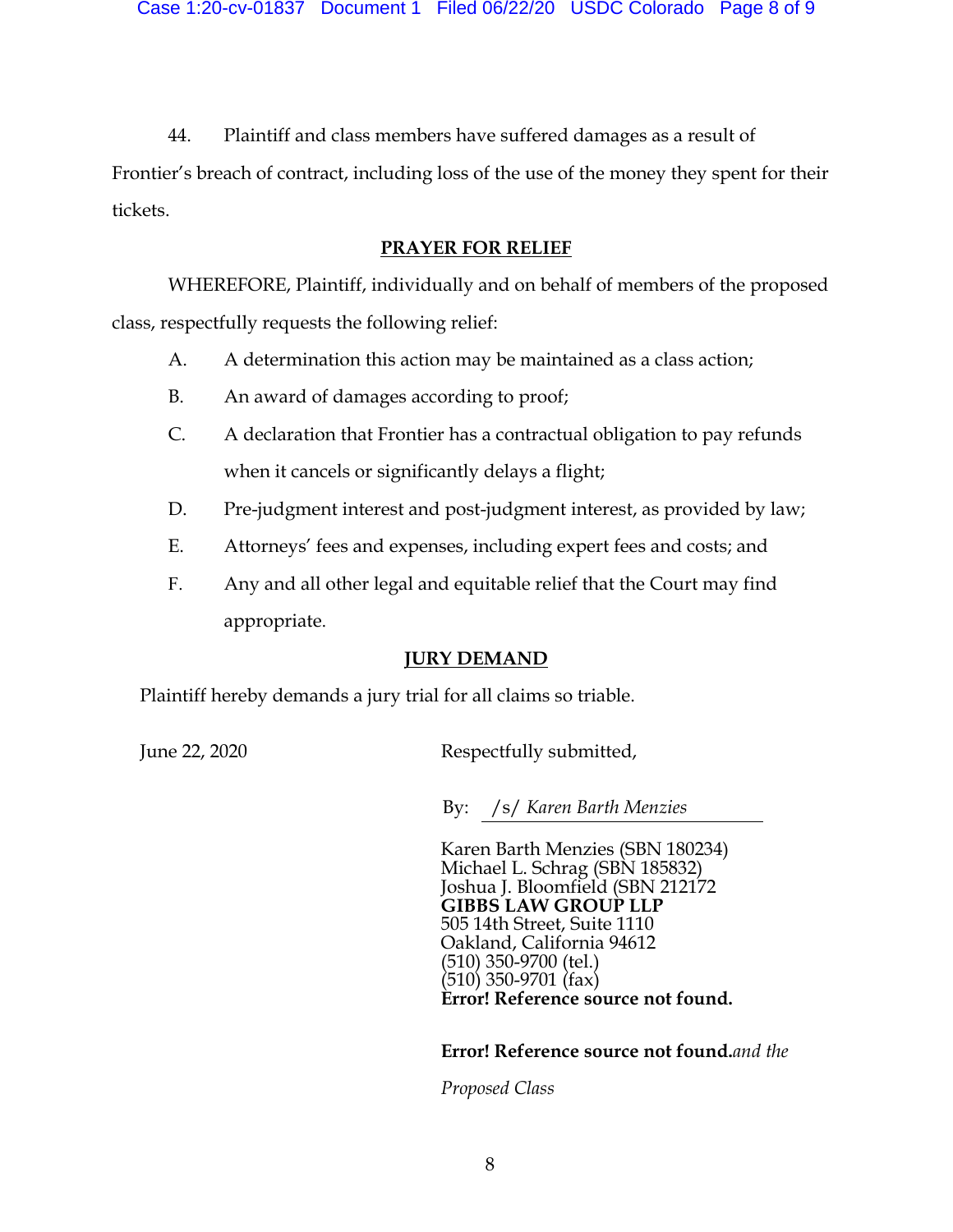44. Plaintiff and class members have suffered damages as a result of Frontier's breach of contract, including loss of the use of the money they spent for their tickets.

## PRAYER FOR RELIEF

WHEREFORE, Plaintiff, individually and on behalf of members of the proposed class, respectfully requests the following relief:

A. A determination this action may be maintained as a class action;

B. An award of damages according to proof;

C. A declaration that Frontier has a contractual obligation to pay refunds when it cancels or significantly delays a flight;

D. Pre-judgment interest and post-judgment interest, as provided by law;

E. Attorneys' fees and expenses, including expert fees and costs; and

F. Any and all other legal and equitable relief that the Court may find appropriate.

## JURY DEMAND

Plaintiff hereby demands a jury trial for all claims so triable.

June 22, 2020

Respectfully submitted,

By: /s/ *Karen Barth Menzies*

Karen Barth Menzies (SBN 180234)
Michael L. Schrag (SBN 185832)
Joshua J. Bloomfield (SBN 212172
**GIBBS LAW GROUP LLP**
505 14th Street, Suite 1110
Oakland, California 94612
(510) 350-9700 (tel.)
(510) 350-9701 (fax)
**Error! Reference source not found.**

**Error! Reference source not found.***and the Proposed Class*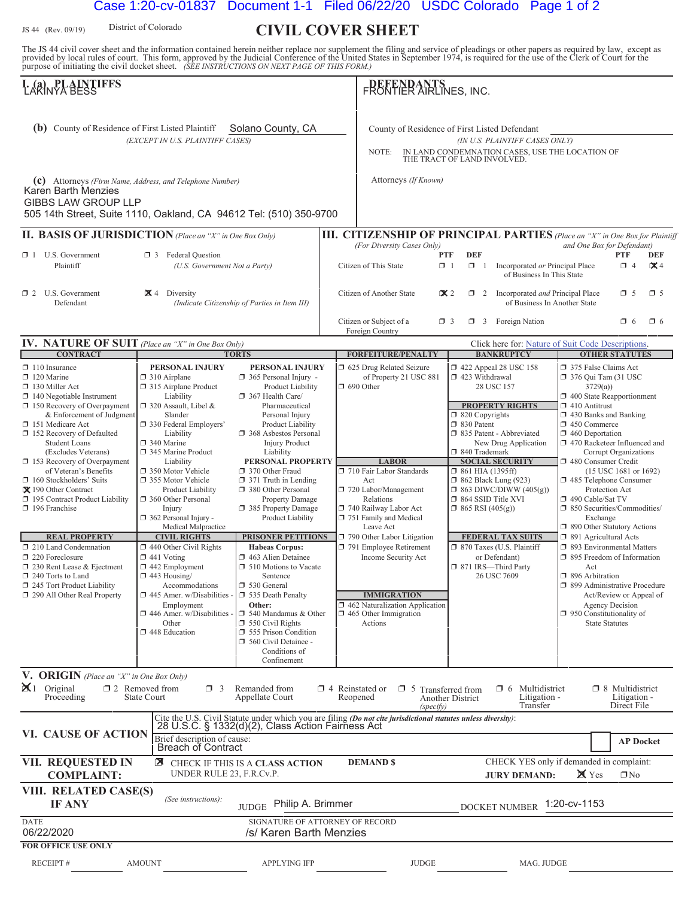JS 44 (Rev. 09/19) District of Colorado

# CIVIL COVER SHEET

The JS 44 civil cover sheet and the information contained herein neither replace nor supplement the filing and service of pleadings or other papers as required by law, except as provided by local rules of court. This form, approved by the Judicial Conference of the United States in September 1974, is required for the use of the Clerk of Court for the purpose of initiating the civil docket sheet. *(SEE INSTRUCTIONS ON NEXT PAGE OF THIS FORM.)*

## I. (a) PLAINTIFFS

LAKINYA BESS

**DEFENDANTS**

FRONTIER AIRLINES, INC.

**(b)** County of Residence of First Listed Plaintiff: Solano County, CA
*(EXCEPT IN U.S. PLAINTIFF CASES)*

County of Residence of First Listed Defendant:
*(IN U.S. PLAINTIFF CASES ONLY)*
NOTE: IN LAND CONDEMNATION CASES, USE THE LOCATION OF THE TRACT OF LAND INVOLVED.

**(c)** Attorneys *(Firm Name, Address, and Telephone Number)*
Karen Barth Menzies
GIBBS LAW GROUP LLP
505 14th Street, Suite 1110, Oakland, CA 94612 Tel: (510) 350-9700

Attorneys *(If Known)*

## II. BASIS OF JURISDICTION *(Place an "X" in One Box Only)*

- ☐ 1 U.S. Government Plaintiff
- ☐ 3 Federal Question (U.S. Government Not a Party)
- ☐ 2 U.S. Government Defendant
- ☒ 4 Diversity (Indicate Citizenship of Parties in Item III)

## III. CITIZENSHIP OF PRINCIPAL PARTIES *(Place an "X" in One Box for Plaintiff and One Box for Defendant)* *(For Diversity Cases Only)*

| | PTF | DEF | | PTF | DEF |
|---|---|---|---|---|---|
| Citizen of This State | ☐ 1 | ☐ 1 | Incorporated *or* Principal Place of Business In This State | ☐ 4 | ☒ 4 |
| Citizen of Another State | ☒ 2 | ☐ 2 | Incorporated *and* Principal Place of Business In Another State | ☐ 5 | ☐ 5 |
| Citizen or Subject of a Foreign Country | ☐ 3 | ☐ 3 | Foreign Nation | ☐ 6 | ☐ 6 |

## IV. NATURE OF SUIT *(Place an "X" in One Box Only)*

Click here for: Nature of Suit Code Descriptions.

**CONTRACT**
- ☐ 110 Insurance
- ☐ 120 Marine
- ☐ 130 Miller Act
- ☐ 140 Negotiable Instrument
- ☐ 150 Recovery of Overpayment & Enforcement of Judgment
- ☐ 151 Medicare Act
- ☐ 152 Recovery of Defaulted Student Loans (Excludes Veterans)
- ☐ 153 Recovery of Overpayment of Veteran's Benefits
- ☐ 160 Stockholders' Suits
- ☒ 190 Other Contract
- ☐ 195 Contract Product Liability
- ☐ 196 Franchise

**REAL PROPERTY**
- ☐ 210 Land Condemnation
- ☐ 220 Foreclosure
- ☐ 230 Rent Lease & Ejectment
- ☐ 240 Torts to Land
- ☐ 245 Tort Product Liability
- ☐ 290 All Other Real Property

**TORTS — PERSONAL INJURY**
- ☐ 310 Airplane
- ☐ 315 Airplane Product Liability
- ☐ 320 Assault, Libel & Slander
- ☐ 330 Federal Employers' Liability
- ☐ 340 Marine
- ☐ 345 Marine Product Liability
- ☐ 350 Motor Vehicle
- ☐ 355 Motor Vehicle Product Liability
- ☐ 360 Other Personal Injury
- ☐ 362 Personal Injury - Medical Malpractice

**PERSONAL INJURY**
- ☐ 365 Personal Injury - Product Liability
- ☐ 367 Health Care/ Pharmaceutical Personal Injury Product Liability
- ☐ 368 Asbestos Personal Injury Product Liability

**PERSONAL PROPERTY**
- ☐ 370 Other Fraud
- ☐ 371 Truth in Lending
- ☐ 380 Other Personal Property Damage
- ☐ 385 Property Damage Product Liability

**CIVIL RIGHTS**
- ☐ 440 Other Civil Rights
- ☐ 441 Voting
- ☐ 442 Employment
- ☐ 443 Housing/ Accommodations
- ☐ 445 Amer. w/Disabilities - Employment
- ☐ 446 Amer. w/Disabilities - Other
- ☐ 448 Education

**PRISONER PETITIONS**

Habeas Corpus:
- ☐ 463 Alien Detainee
- ☐ 510 Motions to Vacate Sentence
- ☐ 530 General
- ☐ 535 Death Penalty

Other:
- ☐ 540 Mandamus & Other
- ☐ 550 Civil Rights
- ☐ 555 Prison Condition
- ☐ 560 Civil Detainee - Conditions of Confinement

**FORFEITURE/PENALTY**
- ☐ 625 Drug Related Seizure of Property 21 USC 881
- ☐ 690 Other

**LABOR**
- ☐ 710 Fair Labor Standards Act
- ☐ 720 Labor/Management Relations
- ☐ 740 Railway Labor Act
- ☐ 751 Family and Medical Leave Act
- ☐ 790 Other Labor Litigation
- ☐ 791 Employee Retirement Income Security Act

**IMMIGRATION**
- ☐ 462 Naturalization Application
- ☐ 465 Other Immigration Actions

**BANKRUPTCY**
- ☐ 422 Appeal 28 USC 158
- ☐ 423 Withdrawal 28 USC 157

**PROPERTY RIGHTS**
- ☐ 820 Copyrights
- ☐ 830 Patent
- ☐ 835 Patent - Abbreviated New Drug Application
- ☐ 840 Trademark

**SOCIAL SECURITY**
- ☐ 861 HIA (1395ff)
- ☐ 862 Black Lung (923)
- ☐ 863 DIWC/DIWW (405(g))
- ☐ 864 SSID Title XVI
- ☐ 865 RSI (405(g))

**FEDERAL TAX SUITS**
- ☐ 870 Taxes (U.S. Plaintiff or Defendant)
- ☐ 871 IRS—Third Party 26 USC 7609

**OTHER STATUTES**
- ☐ 375 False Claims Act
- ☐ 376 Qui Tam (31 USC 3729(a))
- ☐ 400 State Reapportionment
- ☐ 410 Antitrust
- ☐ 430 Banks and Banking
- ☐ 450 Commerce
- ☐ 460 Deportation
- ☐ 470 Racketeer Influenced and Corrupt Organizations
- ☐ 480 Consumer Credit (15 USC 1681 or 1692)
- ☐ 485 Telephone Consumer Protection Act
- ☐ 490 Cable/Sat TV
- ☐ 850 Securities/Commodities/ Exchange
- ☐ 890 Other Statutory Actions
- ☐ 891 Agricultural Acts
- ☐ 893 Environmental Matters
- ☐ 895 Freedom of Information Act
- ☐ 896 Arbitration
- ☐ 899 Administrative Procedure Act/Review or Appeal of Agency Decision
- ☐ 950 Constitutionality of State Statutes

## V. ORIGIN *(Place an "X" in One Box Only)*

- ☒ 1 Original Proceeding
- ☐ 2 Removed from State Court
- ☐ 3 Remanded from Appellate Court
- ☐ 4 Reinstated or Reopened
- ☐ 5 Transferred from Another District *(specify)*
- ☐ 6 Multidistrict Litigation - Transfer
- ☐ 8 Multidistrict Litigation - Direct File

## VI. CAUSE OF ACTION

Cite the U.S. Civil Statute under which you are filing *(Do not cite jurisdictional statutes unless diversity)*:
28 U.S.C. § 1332(d)(2), Class Action Fairness Act

Brief description of cause:
Breach of Contract

☐ AP Docket

## VII. REQUESTED IN COMPLAINT:

☒ CHECK IF THIS IS A **CLASS ACTION** UNDER RULE 23, F.R.Cv.P.

**DEMAND $**

CHECK YES only if demanded in complaint:
**JURY DEMAND:** ☒ Yes ☐ No

## VIII. RELATED CASE(S) IF ANY

*(See instructions):*
JUDGE Philip A. Brimmer
DOCKET NUMBER 1:20-cv-1153

DATE: 06/22/2020
SIGNATURE OF ATTORNEY OF RECORD: /s/ Karen Barth Menzies

**FOR OFFICE USE ONLY**

RECEIPT # ______ AMOUNT ______ APPLYING IFP ______ JUDGE ______ MAG. JUDGE ______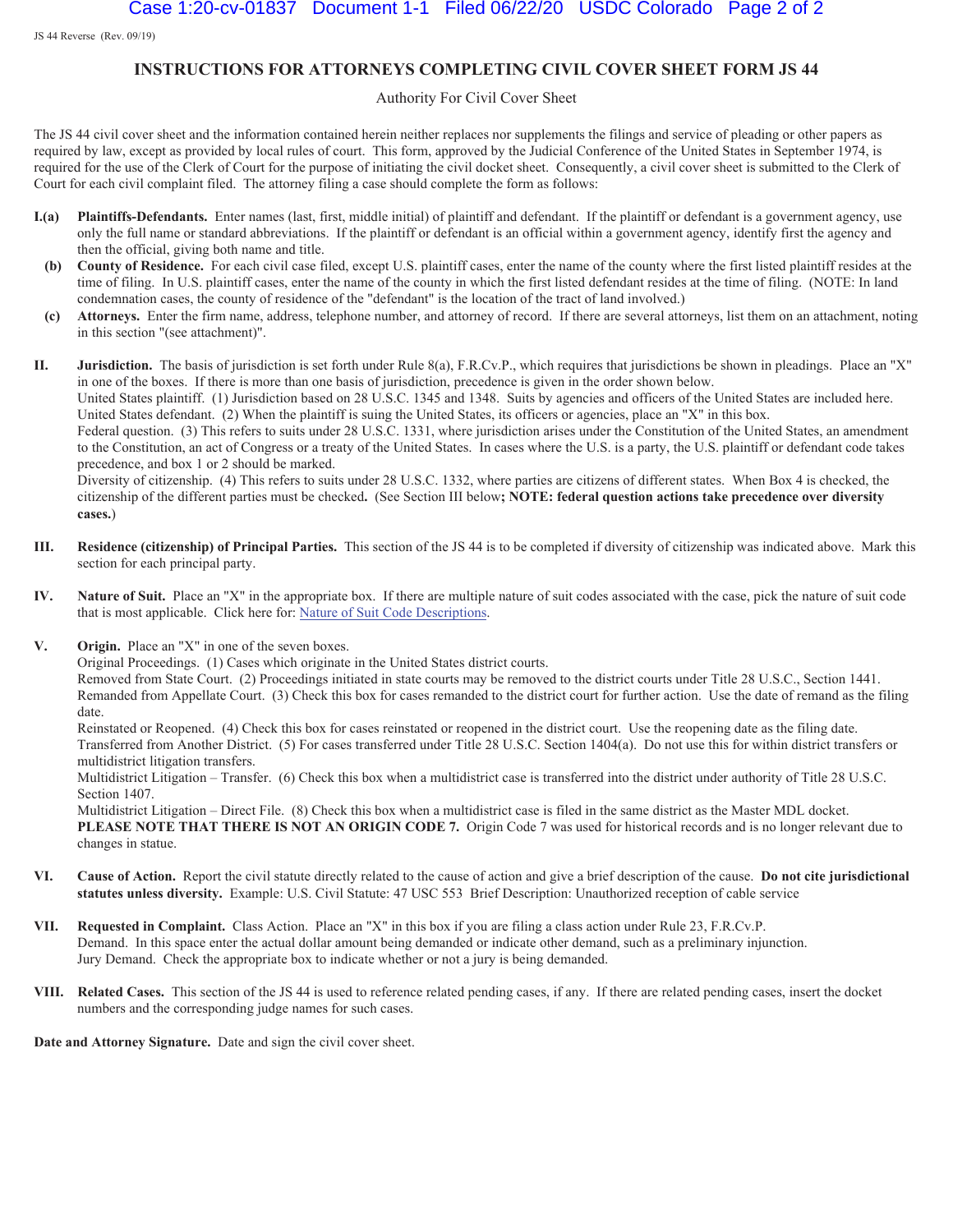JS 44 Reverse (Rev. 09/19)

# INSTRUCTIONS FOR ATTORNEYS COMPLETING CIVIL COVER SHEET FORM JS 44

Authority For Civil Cover Sheet

The JS 44 civil cover sheet and the information contained herein neither replaces nor supplements the filings and service of pleading or other papers as required by law, except as provided by local rules of court. This form, approved by the Judicial Conference of the United States in September 1974, is required for the use of the Clerk of Court for the purpose of initiating the civil docket sheet. Consequently, a civil cover sheet is submitted to the Clerk of Court for each civil complaint filed. The attorney filing a case should complete the form as follows:

**I.(a) Plaintiffs-Defendants.** Enter names (last, first, middle initial) of plaintiff and defendant. If the plaintiff or defendant is a government agency, use only the full name or standard abbreviations. If the plaintiff or defendant is an official within a government agency, identify first the agency and then the official, giving both name and title.

**(b) County of Residence.** For each civil case filed, except U.S. plaintiff cases, enter the name of the county where the first listed plaintiff resides at the time of filing. In U.S. plaintiff cases, enter the name of the county in which the first listed defendant resides at the time of filing. (NOTE: In land condemnation cases, the county of residence of the "defendant" is the location of the tract of land involved.)

**(c) Attorneys.** Enter the firm name, address, telephone number, and attorney of record. If there are several attorneys, list them on an attachment, noting in this section "(see attachment)".

**II. Jurisdiction.** The basis of jurisdiction is set forth under Rule 8(a), F.R.Cv.P., which requires that jurisdictions be shown in pleadings. Place an "X" in one of the boxes. If there is more than one basis of jurisdiction, precedence is given in the order shown below.
United States plaintiff. (1) Jurisdiction based on 28 U.S.C. 1345 and 1348. Suits by agencies and officers of the United States are included here.
United States defendant. (2) When the plaintiff is suing the United States, its officers or agencies, place an "X" in this box.
Federal question. (3) This refers to suits under 28 U.S.C. 1331, where jurisdiction arises under the Constitution of the United States, an amendment to the Constitution, an act of Congress or a treaty of the United States. In cases where the U.S. is a party, the U.S. plaintiff or defendant code takes precedence, and box 1 or 2 should be marked.
Diversity of citizenship. (4) This refers to suits under 28 U.S.C. 1332, where parties are citizens of different states. When Box 4 is checked, the citizenship of the different parties must be checked**.** (See Section III below**; NOTE: federal question actions take precedence over diversity cases.**)

**III. Residence (citizenship) of Principal Parties.** This section of the JS 44 is to be completed if diversity of citizenship was indicated above. Mark this section for each principal party.

**IV. Nature of Suit.** Place an "X" in the appropriate box. If there are multiple nature of suit codes associated with the case, pick the nature of suit code that is most applicable. Click here for: Nature of Suit Code Descriptions.

**V. Origin.** Place an "X" in one of the seven boxes.
Original Proceedings. (1) Cases which originate in the United States district courts.
Removed from State Court. (2) Proceedings initiated in state courts may be removed to the district courts under Title 28 U.S.C., Section 1441.
Remanded from Appellate Court. (3) Check this box for cases remanded to the district court for further action. Use the date of remand as the filing date.
Reinstated or Reopened. (4) Check this box for cases reinstated or reopened in the district court. Use the reopening date as the filing date.
Transferred from Another District. (5) For cases transferred under Title 28 U.S.C. Section 1404(a). Do not use this for within district transfers or multidistrict litigation transfers.
Multidistrict Litigation – Transfer. (6) Check this box when a multidistrict case is transferred into the district under authority of Title 28 U.S.C. Section 1407.
Multidistrict Litigation – Direct File. (8) Check this box when a multidistrict case is filed in the same district as the Master MDL docket.
**PLEASE NOTE THAT THERE IS NOT AN ORIGIN CODE 7.** Origin Code 7 was used for historical records and is no longer relevant due to changes in statue.

**VI. Cause of Action.** Report the civil statute directly related to the cause of action and give a brief description of the cause. **Do not cite jurisdictional statutes unless diversity.** Example: U.S. Civil Statute: 47 USC 553 Brief Description: Unauthorized reception of cable service

**VII. Requested in Complaint.** Class Action. Place an "X" in this box if you are filing a class action under Rule 23, F.R.Cv.P.
Demand. In this space enter the actual dollar amount being demanded or indicate other demand, such as a preliminary injunction.
Jury Demand. Check the appropriate box to indicate whether or not a jury is being demanded.

**VIII. Related Cases.** This section of the JS 44 is used to reference related pending cases, if any. If there are related pending cases, insert the docket numbers and the corresponding judge names for such cases.

**Date and Attorney Signature.** Date and sign the civil cover sheet.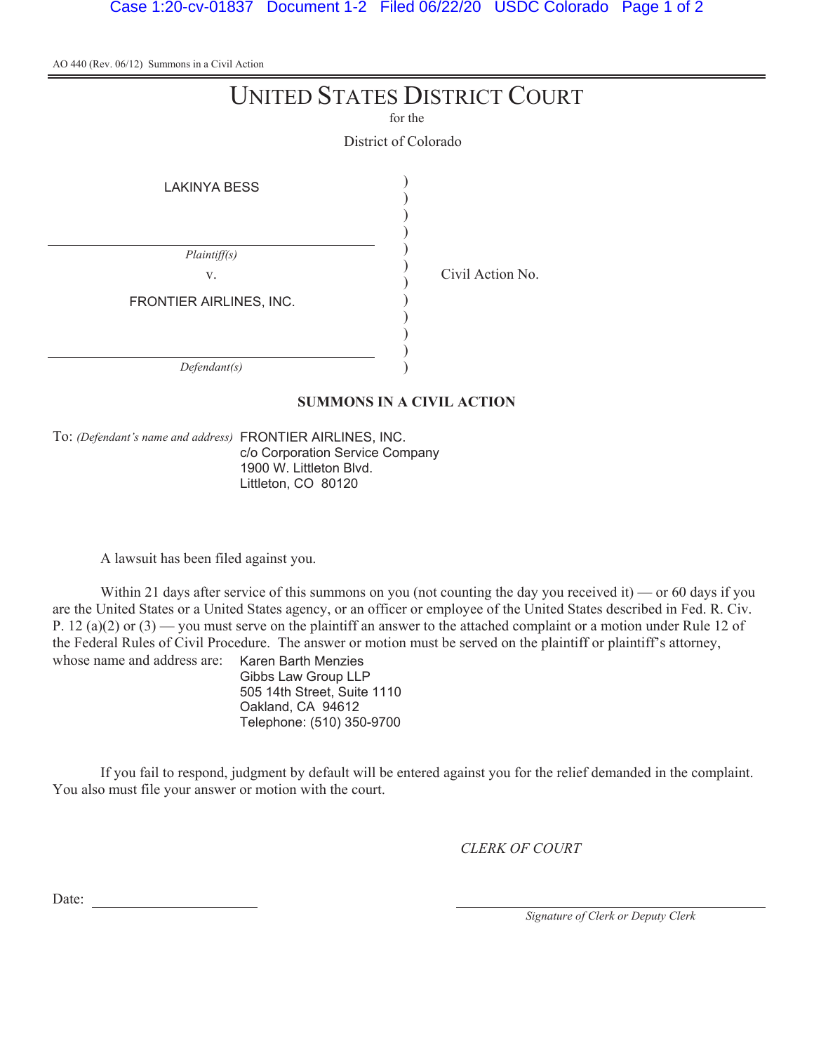AO 440 (Rev. 06/12) Summons in a Civil Action

# UNITED STATES DISTRICT COURT

for the

District of Colorado

| | | |
|---|---|---|
| LAKINYA BESS | ) | |
| *Plaintiff(s)* | ) | |
| v. | ) | Civil Action No. |
| FRONTIER AIRLINES, INC. | ) | |
| *Defendant(s)* | ) | |

**SUMMONS IN A CIVIL ACTION**

To: *(Defendant's name and address)* FRONTIER AIRLINES, INC.
c/o Corporation Service Company
1900 W. Littleton Blvd.
Littleton, CO 80120

A lawsuit has been filed against you.

Within 21 days after service of this summons on you (not counting the day you received it) — or 60 days if you are the United States or a United States agency, or an officer or employee of the United States described in Fed. R. Civ. P. 12 (a)(2) or (3) — you must serve on the plaintiff an answer to the attached complaint or a motion under Rule 12 of the Federal Rules of Civil Procedure. The answer or motion must be served on the plaintiff or plaintiff's attorney, whose name and address are:

Karen Barth Menzies
Gibbs Law Group LLP
505 14th Street, Suite 1110
Oakland, CA 94612
Telephone: (510) 350-9700

If you fail to respond, judgment by default will be entered against you for the relief demanded in the complaint. You also must file your answer or motion with the court.

*CLERK OF COURT*

Date: ____________________

____________________
*Signature of Clerk or Deputy Clerk*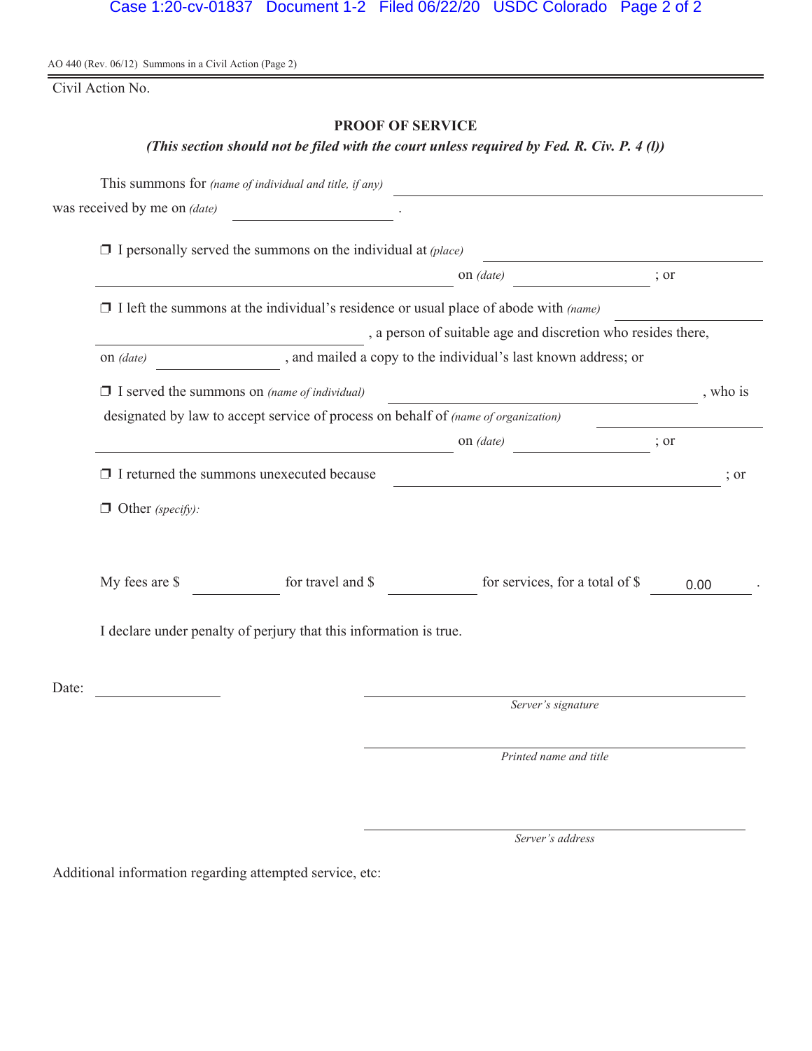AO 440 (Rev. 06/12) Summons in a Civil Action (Page 2)

Civil Action No.

## PROOF OF SERVICE

***(This section should not be filed with the court unless required by Fed. R. Civ. P. 4 (l))***

This summons for *(name of individual and title, if any)* ______________________________

was received by me on *(date)* ____________________ .

❒ I personally served the summons on the individual at *(place)* ______________________________

______________________________ on *(date)* ____________________ ; or

❒ I left the summons at the individual's residence or usual place of abode with *(name)* ______________________________

______________________________ , a person of suitable age and discretion who resides there,

on *(date)* ____________________ , and mailed a copy to the individual's last known address; or

❒ I served the summons on *(name of individual)* ______________________________ , who is

designated by law to accept service of process on behalf of *(name of organization)* ______________________________

______________________________ on *(date)* ____________________ ; or

❒ I returned the summons unexecuted because ______________________________ ; or

❒ Other *(specify)*:

My fees are $ __________ for travel and $ __________ for services, for a total of $ 0.00 .

I declare under penalty of perjury that this information is true.

Date: ____________________

______________________________
*Server's signature*

______________________________
*Printed name and title*

______________________________
*Server's address*

Additional information regarding attempted service, etc: